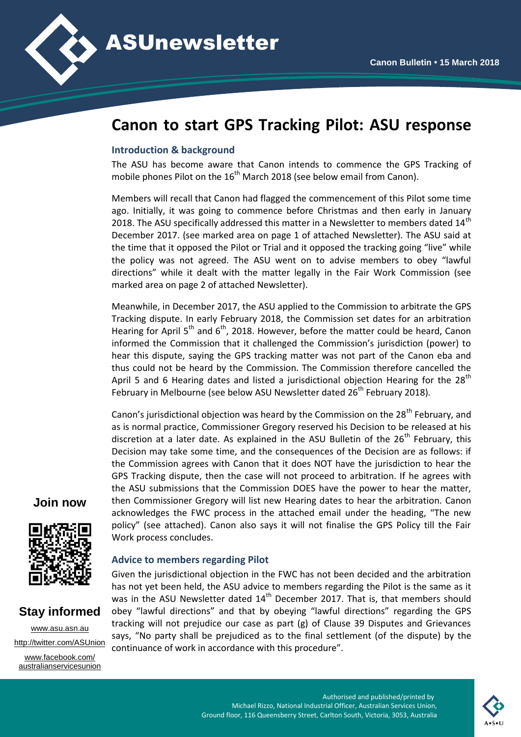# ASUnewsletter

**Canon Bulletin • 15 March 2018**

## Canon to start GPS Tracking Pilot: ASU response

### Introduction & background

The ASU has become aware that Canon intends to commence the GPS Tracking of mobile phones Pilot on the 16th March 2018 (see below email from Canon).

Members will recall that Canon had flagged the commencement of this Pilot some time ago. Initially, it was going to commence before Christmas and then early in January 2018. The ASU specifically addressed this matter in a Newsletter to members dated 14th December 2017. (see marked area on page 1 of attached Newsletter). The ASU said at the time that it opposed the Pilot or Trial and it opposed the tracking going "live" while the policy was not agreed. The ASU went on to advise members to obey "lawful directions" while it dealt with the matter legally in the Fair Work Commission (see marked area on page 2 of attached Newsletter).

Meanwhile, in December 2017, the ASU applied to the Commission to arbitrate the GPS Tracking dispute. In early February 2018, the Commission set dates for an arbitration Hearing for April 5th and 6th, 2018. However, before the matter could be heard, Canon informed the Commission that it challenged the Commission's jurisdiction (power) to hear this dispute, saying the GPS tracking matter was not part of the Canon eba and thus could not be heard by the Commission. The Commission therefore cancelled the April 5 and 6 Hearing dates and listed a jurisdictional objection Hearing for the 28th February in Melbourne (see below ASU Newsletter dated 26th February 2018).

Canon's jurisdictional objection was heard by the Commission on the 28th February, and as is normal practice, Commissioner Gregory reserved his Decision to be released at his discretion at a later date. As explained in the ASU Bulletin of the 26th February, this Decision may take some time, and the consequences of the Decision are as follows: if the Commission agrees with Canon that it does NOT have the jurisdiction to hear the GPS Tracking dispute, then the case will not proceed to arbitration. If he agrees with the ASU submissions that the Commission DOES have the power to hear the matter, then Commissioner Gregory will list new Hearing dates to hear the arbitration. Canon acknowledges the FWC process in the attached email under the heading, "The new policy" (see attached). Canon also says it will not finalise the GPS Policy till the Fair Work process concludes.

### Advice to members regarding Pilot

Given the jurisdictional objection in the FWC has not been decided and the arbitration has not yet been held, the ASU advice to members regarding the Pilot is the same as it was in the ASU Newsletter dated 14th December 2017. That is, that members should obey "lawful directions" and that by obeying "lawful directions" regarding the GPS tracking will not prejudice our case as part (g) of Clause 39 Disputes and Grievances says, "No party shall be prejudiced as to the final settlement (of the dispute) by the continuance of work in accordance with this procedure".

**Join now**

**Stay informed**

www.asu.asn.au

http://twitter.com/ASUnion

www.facebook.com/australianservicesunion

Authorised and published/printed by Michael Rizzo, National Industrial Officer, Australian Services Union, Ground floor, 116 Queensberry Street, Carlton South, Victoria, 3053, Australia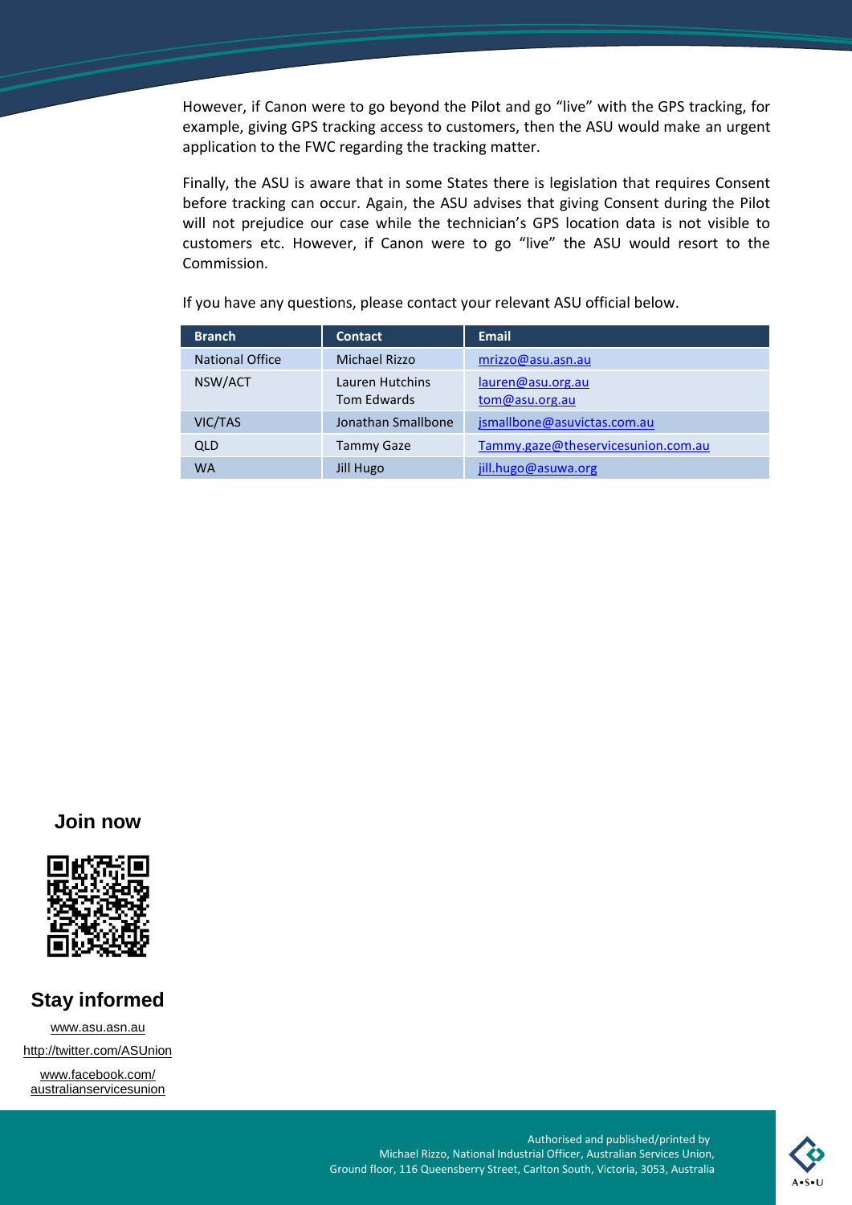However, if Canon were to go beyond the Pilot and go "live" with the GPS tracking, for example, giving GPS tracking access to customers, then the ASU would make an urgent application to the FWC regarding the tracking matter.

Finally, the ASU is aware that in some States there is legislation that requires Consent before tracking can occur. Again, the ASU advises that giving Consent during the Pilot will not prejudice our case while the technician's GPS location data is not visible to customers etc. However, if Canon were to go "live" the ASU would resort to the Commission.

If you have any questions, please contact your relevant ASU official below.

| Branch | Contact | Email |
|---|---|---|
| National Office | Michael Rizzo | mrizzo@asu.asn.au |
| NSW/ACT | Lauren Hutchins<br>Tom Edwards | lauren@asu.org.au<br>tom@asu.org.au |
| VIC/TAS | Jonathan Smallbone | jsmallbone@asuvictas.com.au |
| QLD | Tammy Gaze | Tammy.gaze@theservicesunion.com.au |
| WA | Jill Hugo | jill.hugo@asuwa.org |

**Join now**

**Stay informed**

www.asu.asn.au

http://twitter.com/ASUnion

www.facebook.com/australianservicesunion

Authorised and published/printed by Michael Rizzo, National Industrial Officer, Australian Services Union, Ground floor, 116 Queensberry Street, Carlton South, Victoria, 3053, Australia